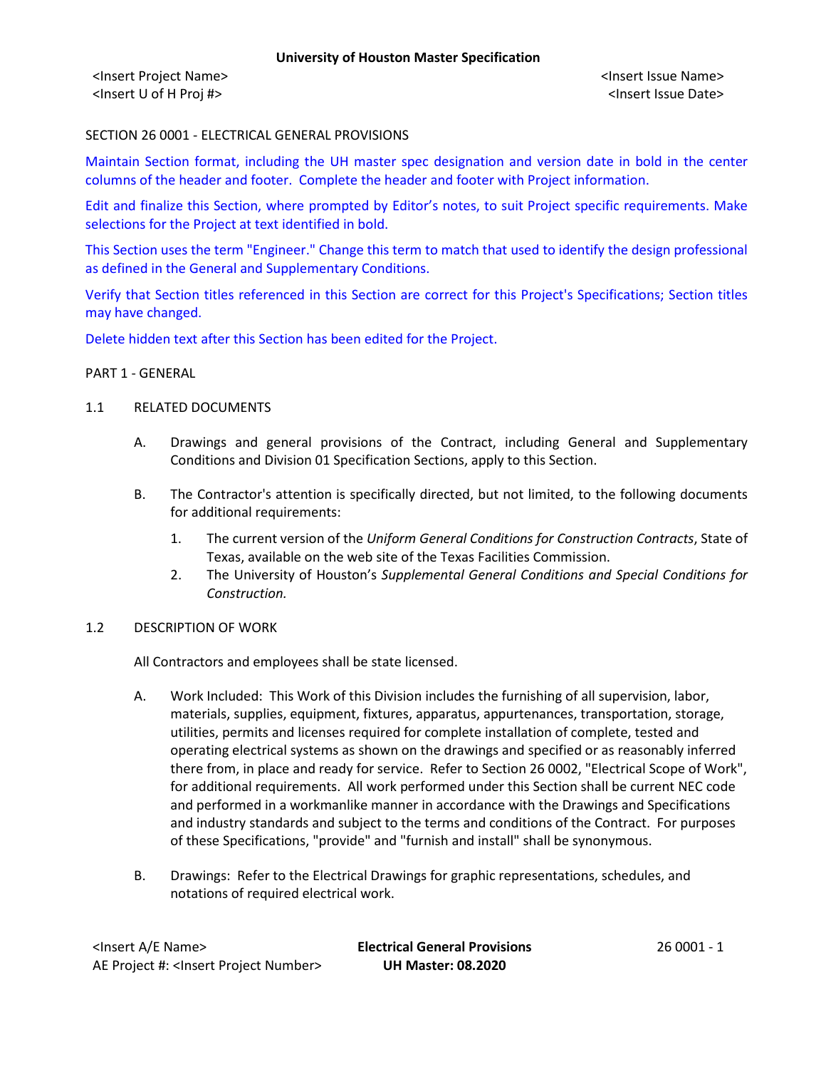SECTION 26 0001 - ELECTRICAL GENERAL PROVISIONS

Maintain Section format, including the UH master spec designation and version date in bold in the center columns of the header and footer. Complete the header and footer with Project information.

Edit and finalize this Section, where prompted by Editor's notes, to suit Project specific requirements. Make selections for the Project at text identified in bold.

This Section uses the term "Engineer." Change this term to match that used to identify the design professional as defined in the General and Supplementary Conditions.

Verify that Section titles referenced in this Section are correct for this Project's Specifications; Section titles may have changed.

Delete hidden text after this Section has been edited for the Project.

PART 1 - GENERAL

1.1 RELATED DOCUMENTS

A. Drawings and general provisions of the Contract, including General and Supplementary Conditions and Division 01 Specification Sections, apply to this Section.

B. The Contractor's attention is specifically directed, but not limited, to the following documents for additional requirements:

1. The current version of the *Uniform General Conditions for Construction Contracts*, State of Texas, available on the web site of the Texas Facilities Commission.
2. The University of Houston's *Supplemental General Conditions and Special Conditions for Construction.*

1.2 DESCRIPTION OF WORK

All Contractors and employees shall be state licensed.

A. Work Included: This Work of this Division includes the furnishing of all supervision, labor, materials, supplies, equipment, fixtures, apparatus, appurtenances, transportation, storage, utilities, permits and licenses required for complete installation of complete, tested and operating electrical systems as shown on the drawings and specified or as reasonably inferred there from, in place and ready for service. Refer to Section 26 0002, "Electrical Scope of Work", for additional requirements. All work performed under this Section shall be current NEC code and performed in a workmanlike manner in accordance with the Drawings and Specifications and industry standards and subject to the terms and conditions of the Contract. For purposes of these Specifications, "provide" and "furnish and install" shall be synonymous.

B. Drawings: Refer to the Electrical Drawings for graphic representations, schedules, and notations of required electrical work.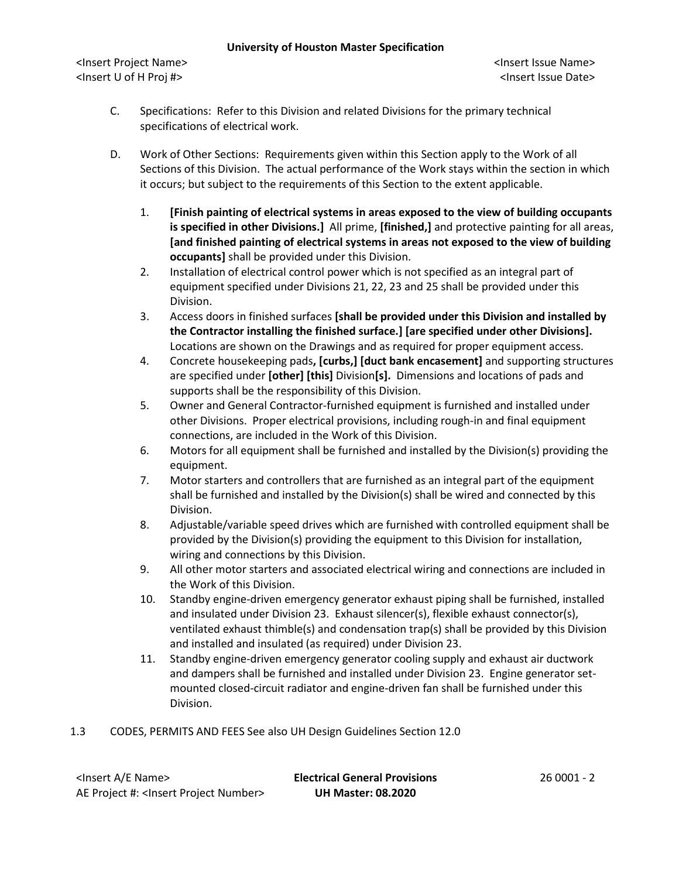C. Specifications: Refer to this Division and related Divisions for the primary technical specifications of electrical work.

D. Work of Other Sections: Requirements given within this Section apply to the Work of all Sections of this Division. The actual performance of the Work stays within the section in which it occurs; but subject to the requirements of this Section to the extent applicable.

1. **[Finish painting of electrical systems in areas exposed to the view of building occupants is specified in other Divisions.]** All prime, **[finished,]** and protective painting for all areas, **[and finished painting of electrical systems in areas not exposed to the view of building occupants]** shall be provided under this Division.
2. Installation of electrical control power which is not specified as an integral part of equipment specified under Divisions 21, 22, 23 and 25 shall be provided under this Division.
3. Access doors in finished surfaces **[shall be provided under this Division and installed by the Contractor installing the finished surface.] [are specified under other Divisions].** Locations are shown on the Drawings and as required for proper equipment access.
4. Concrete housekeeping pads**, [curbs,] [duct bank encasement]** and supporting structures are specified under **[other] [this]** Division**[s].** Dimensions and locations of pads and supports shall be the responsibility of this Division.
5. Owner and General Contractor-furnished equipment is furnished and installed under other Divisions. Proper electrical provisions, including rough-in and final equipment connections, are included in the Work of this Division.
6. Motors for all equipment shall be furnished and installed by the Division(s) providing the equipment.
7. Motor starters and controllers that are furnished as an integral part of the equipment shall be furnished and installed by the Division(s) shall be wired and connected by this Division.
8. Adjustable/variable speed drives which are furnished with controlled equipment shall be provided by the Division(s) providing the equipment to this Division for installation, wiring and connections by this Division.
9. All other motor starters and associated electrical wiring and connections are included in the Work of this Division.
10. Standby engine-driven emergency generator exhaust piping shall be furnished, installed and insulated under Division 23. Exhaust silencer(s), flexible exhaust connector(s), ventilated exhaust thimble(s) and condensation trap(s) shall be provided by this Division and installed and insulated (as required) under Division 23.
11. Standby engine-driven emergency generator cooling supply and exhaust air ductwork and dampers shall be furnished and installed under Division 23. Engine generator set-mounted closed-circuit radiator and engine-driven fan shall be furnished under this Division.

1.3 CODES, PERMITS AND FEES See also UH Design Guidelines Section 12.0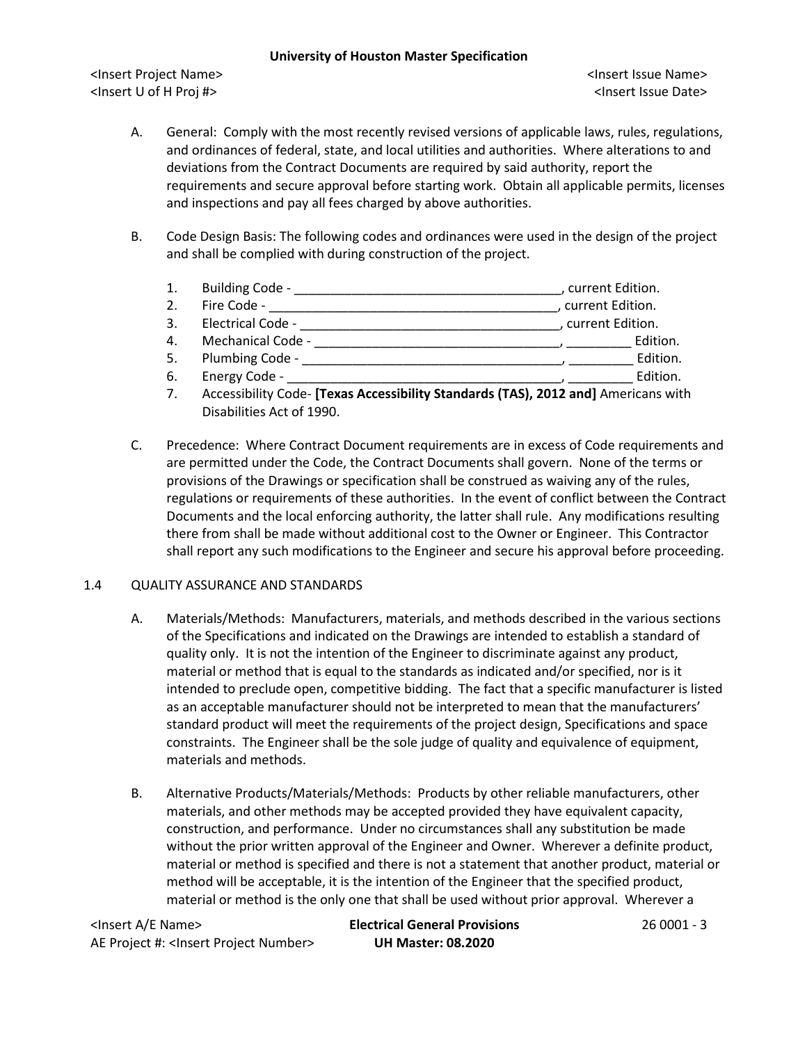A. General: Comply with the most recently revised versions of applicable laws, rules, regulations, and ordinances of federal, state, and local utilities and authorities. Where alterations to and deviations from the Contract Documents are required by said authority, report the requirements and secure approval before starting work. Obtain all applicable permits, licenses and inspections and pay all fees charged by above authorities.

B. Code Design Basis: The following codes and ordinances were used in the design of the project and shall be complied with during construction of the project.

1. Building Code - ______________________________________, current Edition.
2. Fire Code - __________________________________________, current Edition.
3. Electrical Code - _____________________________________, current Edition.
4. Mechanical Code - ___________________________________, _________ Edition.
5. Plumbing Code - _____________________________________, _________ Edition.
6. Energy Code - ________________________________________, _________ Edition.
7. Accessibility Code- **[Texas Accessibility Standards (TAS), 2012 and]** Americans with Disabilities Act of 1990.

C. Precedence: Where Contract Document requirements are in excess of Code requirements and are permitted under the Code, the Contract Documents shall govern. None of the terms or provisions of the Drawings or specification shall be construed as waiving any of the rules, regulations or requirements of these authorities. In the event of conflict between the Contract Documents and the local enforcing authority, the latter shall rule. Any modifications resulting there from shall be made without additional cost to the Owner or Engineer. This Contractor shall report any such modifications to the Engineer and secure his approval before proceeding.

## 1.4 QUALITY ASSURANCE AND STANDARDS

A. Materials/Methods: Manufacturers, materials, and methods described in the various sections of the Specifications and indicated on the Drawings are intended to establish a standard of quality only. It is not the intention of the Engineer to discriminate against any product, material or method that is equal to the standards as indicated and/or specified, nor is it intended to preclude open, competitive bidding. The fact that a specific manufacturer is listed as an acceptable manufacturer should not be interpreted to mean that the manufacturers' standard product will meet the requirements of the project design, Specifications and space constraints. The Engineer shall be the sole judge of quality and equivalence of equipment, materials and methods.

B. Alternative Products/Materials/Methods: Products by other reliable manufacturers, other materials, and other methods may be accepted provided they have equivalent capacity, construction, and performance. Under no circumstances shall any substitution be made without the prior written approval of the Engineer and Owner. Wherever a definite product, material or method is specified and there is not a statement that another product, material or method will be acceptable, it is the intention of the Engineer that the specified product, material or method is the only one that shall be used without prior approval. Wherever a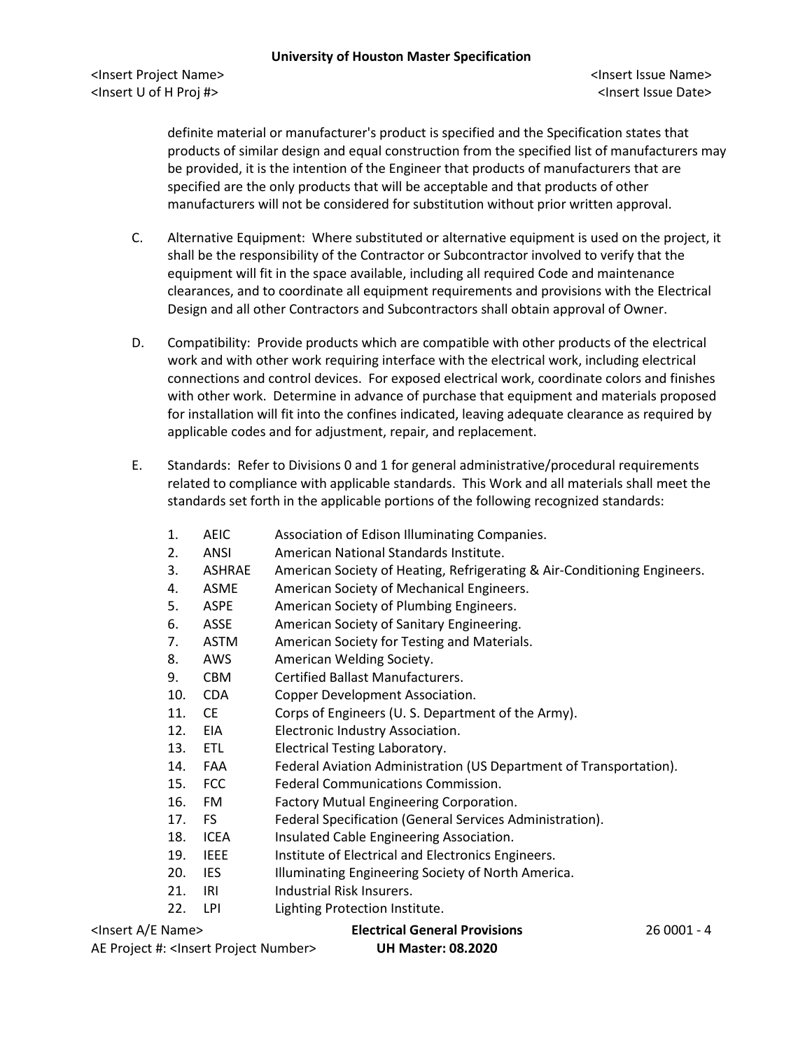definite material or manufacturer's product is specified and the Specification states that products of similar design and equal construction from the specified list of manufacturers may be provided, it is the intention of the Engineer that products of manufacturers that are specified are the only products that will be acceptable and that products of other manufacturers will not be considered for substitution without prior written approval.

C. Alternative Equipment: Where substituted or alternative equipment is used on the project, it shall be the responsibility of the Contractor or Subcontractor involved to verify that the equipment will fit in the space available, including all required Code and maintenance clearances, and to coordinate all equipment requirements and provisions with the Electrical Design and all other Contractors and Subcontractors shall obtain approval of Owner.

D. Compatibility: Provide products which are compatible with other products of the electrical work and with other work requiring interface with the electrical work, including electrical connections and control devices. For exposed electrical work, coordinate colors and finishes with other work. Determine in advance of purchase that equipment and materials proposed for installation will fit into the confines indicated, leaving adequate clearance as required by applicable codes and for adjustment, repair, and replacement.

E. Standards: Refer to Divisions 0 and 1 for general administrative/procedural requirements related to compliance with applicable standards. This Work and all materials shall meet the standards set forth in the applicable portions of the following recognized standards:

1. AEIC — Association of Edison Illuminating Companies.
2. ANSI — American National Standards Institute.
3. ASHRAE — American Society of Heating, Refrigerating & Air-Conditioning Engineers.
4. ASME — American Society of Mechanical Engineers.
5. ASPE — American Society of Plumbing Engineers.
6. ASSE — American Society of Sanitary Engineering.
7. ASTM — American Society for Testing and Materials.
8. AWS — American Welding Society.
9. CBM — Certified Ballast Manufacturers.
10. CDA — Copper Development Association.
11. CE — Corps of Engineers (U. S. Department of the Army).
12. EIA — Electronic Industry Association.
13. ETL — Electrical Testing Laboratory.
14. FAA — Federal Aviation Administration (US Department of Transportation).
15. FCC — Federal Communications Commission.
16. FM — Factory Mutual Engineering Corporation.
17. FS — Federal Specification (General Services Administration).
18. ICEA — Insulated Cable Engineering Association.
19. IEEE — Institute of Electrical and Electronics Engineers.
20. IES — Illuminating Engineering Society of North America.
21. IRI — Industrial Risk Insurers.
22. LPI — Lighting Protection Institute.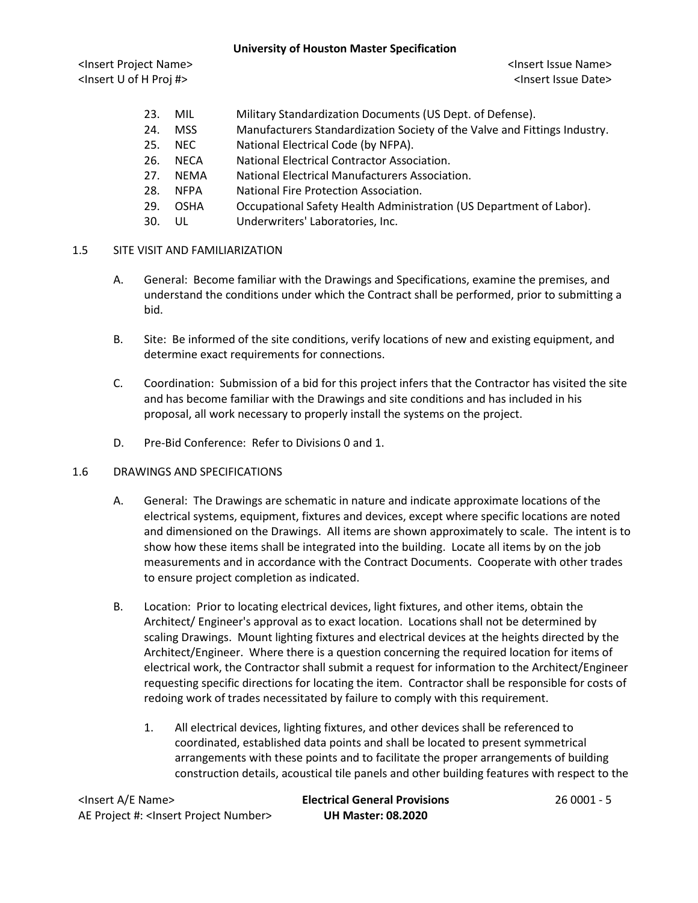23. MIL Military Standardization Documents (US Dept. of Defense).
24. MSS Manufacturers Standardization Society of the Valve and Fittings Industry.
25. NEC National Electrical Code (by NFPA).
26. NECA National Electrical Contractor Association.
27. NEMA National Electrical Manufacturers Association.
28. NFPA National Fire Protection Association.
29. OSHA Occupational Safety Health Administration (US Department of Labor).
30. UL Underwriters' Laboratories, Inc.

1.5 SITE VISIT AND FAMILIARIZATION

A. General: Become familiar with the Drawings and Specifications, examine the premises, and understand the conditions under which the Contract shall be performed, prior to submitting a bid.

B. Site: Be informed of the site conditions, verify locations of new and existing equipment, and determine exact requirements for connections.

C. Coordination: Submission of a bid for this project infers that the Contractor has visited the site and has become familiar with the Drawings and site conditions and has included in his proposal, all work necessary to properly install the systems on the project.

D. Pre-Bid Conference: Refer to Divisions 0 and 1.

1.6 DRAWINGS AND SPECIFICATIONS

A. General: The Drawings are schematic in nature and indicate approximate locations of the electrical systems, equipment, fixtures and devices, except where specific locations are noted and dimensioned on the Drawings. All items are shown approximately to scale. The intent is to show how these items shall be integrated into the building. Locate all items by on the job measurements and in accordance with the Contract Documents. Cooperate with other trades to ensure project completion as indicated.

B. Location: Prior to locating electrical devices, light fixtures, and other items, obtain the Architect/ Engineer's approval as to exact location. Locations shall not be determined by scaling Drawings. Mount lighting fixtures and electrical devices at the heights directed by the Architect/Engineer. Where there is a question concerning the required location for items of electrical work, the Contractor shall submit a request for information to the Architect/Engineer requesting specific directions for locating the item. Contractor shall be responsible for costs of redoing work of trades necessitated by failure to comply with this requirement.

1. All electrical devices, lighting fixtures, and other devices shall be referenced to coordinated, established data points and shall be located to present symmetrical arrangements with these points and to facilitate the proper arrangements of building construction details, acoustical tile panels and other building features with respect to the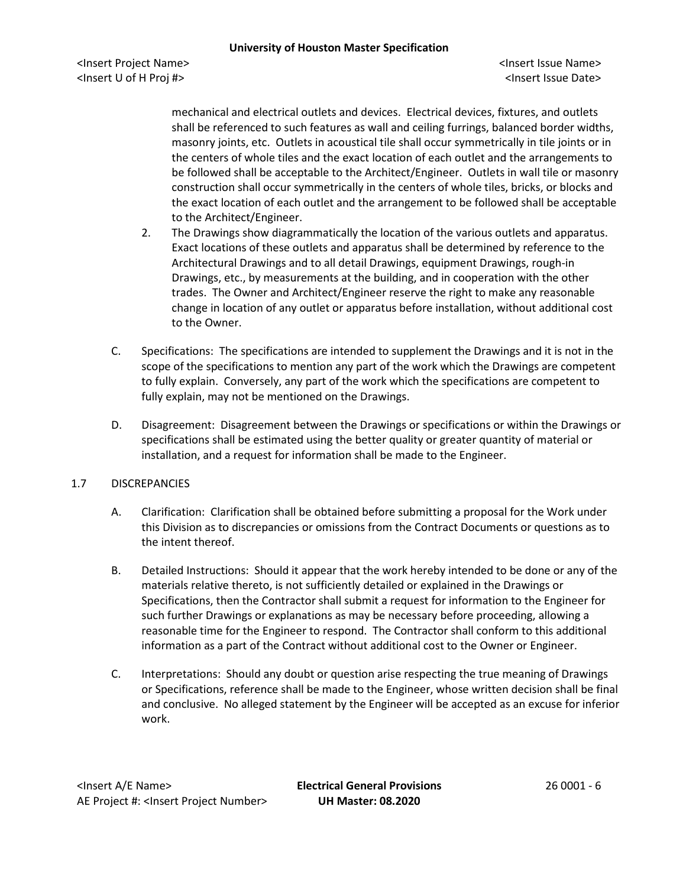mechanical and electrical outlets and devices. Electrical devices, fixtures, and outlets shall be referenced to such features as wall and ceiling furrings, balanced border widths, masonry joints, etc. Outlets in acoustical tile shall occur symmetrically in tile joints or in the centers of whole tiles and the exact location of each outlet and the arrangements to be followed shall be acceptable to the Architect/Engineer. Outlets in wall tile or masonry construction shall occur symmetrically in the centers of whole tiles, bricks, or blocks and the exact location of each outlet and the arrangement to be followed shall be acceptable to the Architect/Engineer.

2. The Drawings show diagrammatically the location of the various outlets and apparatus. Exact locations of these outlets and apparatus shall be determined by reference to the Architectural Drawings and to all detail Drawings, equipment Drawings, rough-in Drawings, etc., by measurements at the building, and in cooperation with the other trades. The Owner and Architect/Engineer reserve the right to make any reasonable change in location of any outlet or apparatus before installation, without additional cost to the Owner.

C. Specifications: The specifications are intended to supplement the Drawings and it is not in the scope of the specifications to mention any part of the work which the Drawings are competent to fully explain. Conversely, any part of the work which the specifications are competent to fully explain, may not be mentioned on the Drawings.

D. Disagreement: Disagreement between the Drawings or specifications or within the Drawings or specifications shall be estimated using the better quality or greater quantity of material or installation, and a request for information shall be made to the Engineer.

## 1.7 DISCREPANCIES

A. Clarification: Clarification shall be obtained before submitting a proposal for the Work under this Division as to discrepancies or omissions from the Contract Documents or questions as to the intent thereof.

B. Detailed Instructions: Should it appear that the work hereby intended to be done or any of the materials relative thereto, is not sufficiently detailed or explained in the Drawings or Specifications, then the Contractor shall submit a request for information to the Engineer for such further Drawings or explanations as may be necessary before proceeding, allowing a reasonable time for the Engineer to respond. The Contractor shall conform to this additional information as a part of the Contract without additional cost to the Owner or Engineer.

C. Interpretations: Should any doubt or question arise respecting the true meaning of Drawings or Specifications, reference shall be made to the Engineer, whose written decision shall be final and conclusive. No alleged statement by the Engineer will be accepted as an excuse for inferior work.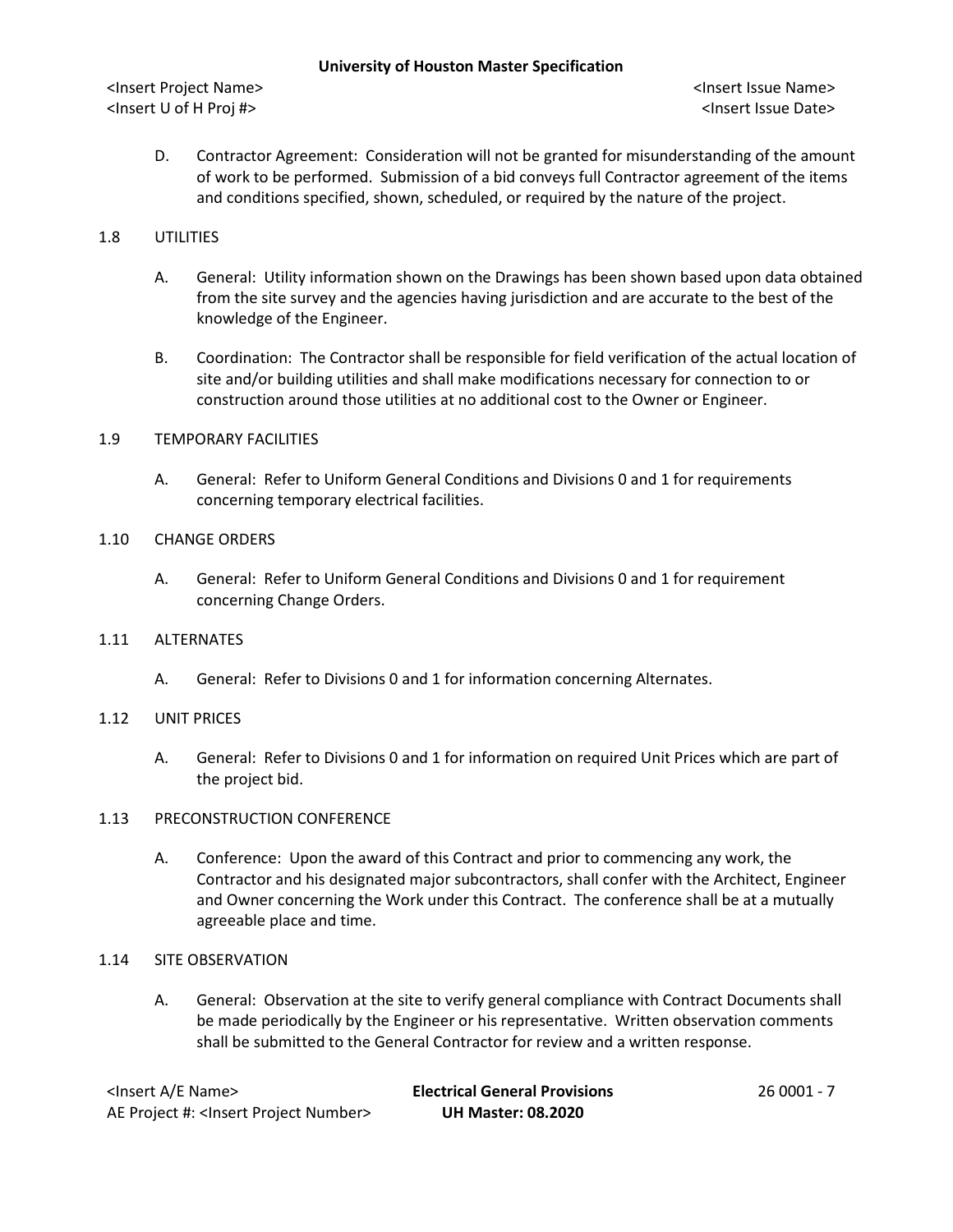D. Contractor Agreement: Consideration will not be granted for misunderstanding of the amount of work to be performed. Submission of a bid conveys full Contractor agreement of the items and conditions specified, shown, scheduled, or required by the nature of the project.

## 1.8 UTILITIES

A. General: Utility information shown on the Drawings has been shown based upon data obtained from the site survey and the agencies having jurisdiction and are accurate to the best of the knowledge of the Engineer.

B. Coordination: The Contractor shall be responsible for field verification of the actual location of site and/or building utilities and shall make modifications necessary for connection to or construction around those utilities at no additional cost to the Owner or Engineer.

## 1.9 TEMPORARY FACILITIES

A. General: Refer to Uniform General Conditions and Divisions 0 and 1 for requirements concerning temporary electrical facilities.

## 1.10 CHANGE ORDERS

A. General: Refer to Uniform General Conditions and Divisions 0 and 1 for requirement concerning Change Orders.

## 1.11 ALTERNATES

A. General: Refer to Divisions 0 and 1 for information concerning Alternates.

## 1.12 UNIT PRICES

A. General: Refer to Divisions 0 and 1 for information on required Unit Prices which are part of the project bid.

## 1.13 PRECONSTRUCTION CONFERENCE

A. Conference: Upon the award of this Contract and prior to commencing any work, the Contractor and his designated major subcontractors, shall confer with the Architect, Engineer and Owner concerning the Work under this Contract. The conference shall be at a mutually agreeable place and time.

## 1.14 SITE OBSERVATION

A. General: Observation at the site to verify general compliance with Contract Documents shall be made periodically by the Engineer or his representative. Written observation comments shall be submitted to the General Contractor for review and a written response.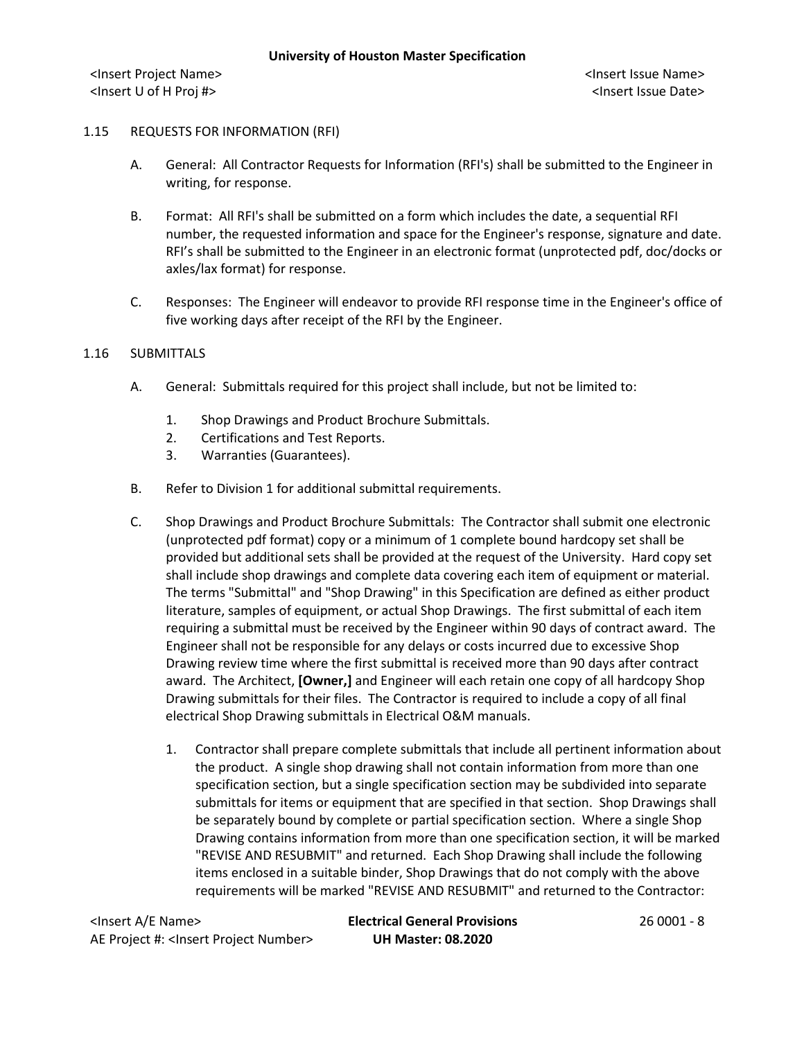1.15 REQUESTS FOR INFORMATION (RFI)

A. General: All Contractor Requests for Information (RFI's) shall be submitted to the Engineer in writing, for response.

B. Format: All RFI's shall be submitted on a form which includes the date, a sequential RFI number, the requested information and space for the Engineer's response, signature and date. RFI's shall be submitted to the Engineer in an electronic format (unprotected pdf, doc/docks or axles/lax format) for response.

C. Responses: The Engineer will endeavor to provide RFI response time in the Engineer's office of five working days after receipt of the RFI by the Engineer.

1.16 SUBMITTALS

A. General: Submittals required for this project shall include, but not be limited to:

1. Shop Drawings and Product Brochure Submittals.
2. Certifications and Test Reports.
3. Warranties (Guarantees).

B. Refer to Division 1 for additional submittal requirements.

C. Shop Drawings and Product Brochure Submittals: The Contractor shall submit one electronic (unprotected pdf format) copy or a minimum of 1 complete bound hardcopy set shall be provided but additional sets shall be provided at the request of the University. Hard copy set shall include shop drawings and complete data covering each item of equipment or material. The terms "Submittal" and "Shop Drawing" in this Specification are defined as either product literature, samples of equipment, or actual Shop Drawings. The first submittal of each item requiring a submittal must be received by the Engineer within 90 days of contract award. The Engineer shall not be responsible for any delays or costs incurred due to excessive Shop Drawing review time where the first submittal is received more than 90 days after contract award. The Architect, **[Owner,]** and Engineer will each retain one copy of all hardcopy Shop Drawing submittals for their files. The Contractor is required to include a copy of all final electrical Shop Drawing submittals in Electrical O&M manuals.

1. Contractor shall prepare complete submittals that include all pertinent information about the product. A single shop drawing shall not contain information from more than one specification section, but a single specification section may be subdivided into separate submittals for items or equipment that are specified in that section. Shop Drawings shall be separately bound by complete or partial specification section. Where a single Shop Drawing contains information from more than one specification section, it will be marked "REVISE AND RESUBMIT" and returned. Each Shop Drawing shall include the following items enclosed in a suitable binder, Shop Drawings that do not comply with the above requirements will be marked "REVISE AND RESUBMIT" and returned to the Contractor: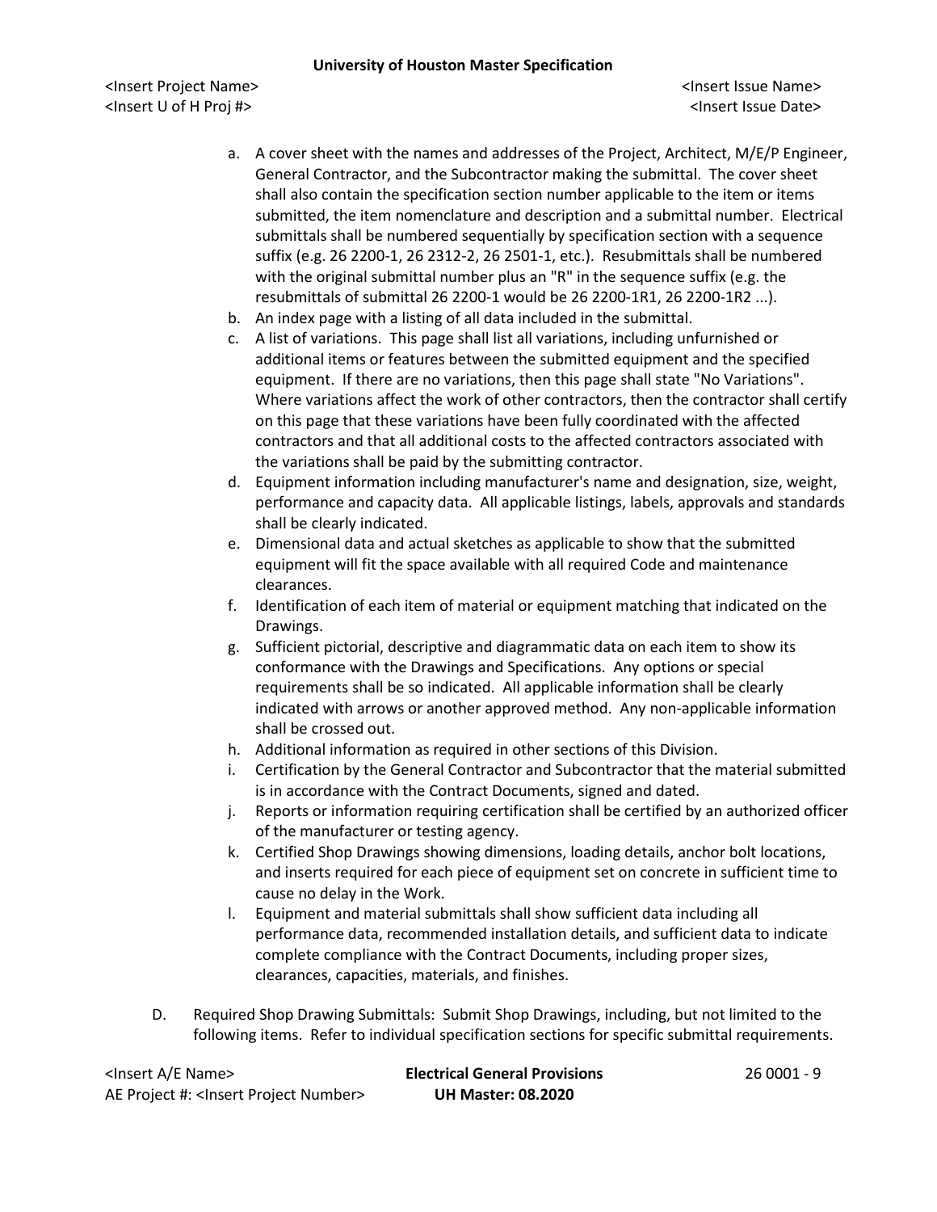a. A cover sheet with the names and addresses of the Project, Architect, M/E/P Engineer, General Contractor, and the Subcontractor making the submittal. The cover sheet shall also contain the specification section number applicable to the item or items submitted, the item nomenclature and description and a submittal number. Electrical submittals shall be numbered sequentially by specification section with a sequence suffix (e.g. 26 2200-1, 26 2312-2, 26 2501-1, etc.). Resubmittals shall be numbered with the original submittal number plus an "R" in the sequence suffix (e.g. the resubmittals of submittal 26 2200-1 would be 26 2200-1R1, 26 2200-1R2 ...).
b. An index page with a listing of all data included in the submittal.
c. A list of variations. This page shall list all variations, including unfurnished or additional items or features between the submitted equipment and the specified equipment. If there are no variations, then this page shall state "No Variations". Where variations affect the work of other contractors, then the contractor shall certify on this page that these variations have been fully coordinated with the affected contractors and that all additional costs to the affected contractors associated with the variations shall be paid by the submitting contractor.
d. Equipment information including manufacturer's name and designation, size, weight, performance and capacity data. All applicable listings, labels, approvals and standards shall be clearly indicated.
e. Dimensional data and actual sketches as applicable to show that the submitted equipment will fit the space available with all required Code and maintenance clearances.
f. Identification of each item of material or equipment matching that indicated on the Drawings.
g. Sufficient pictorial, descriptive and diagrammatic data on each item to show its conformance with the Drawings and Specifications. Any options or special requirements shall be so indicated. All applicable information shall be clearly indicated with arrows or another approved method. Any non-applicable information shall be crossed out.
h. Additional information as required in other sections of this Division.
i. Certification by the General Contractor and Subcontractor that the material submitted is in accordance with the Contract Documents, signed and dated.
j. Reports or information requiring certification shall be certified by an authorized officer of the manufacturer or testing agency.
k. Certified Shop Drawings showing dimensions, loading details, anchor bolt locations, and inserts required for each piece of equipment set on concrete in sufficient time to cause no delay in the Work.
l. Equipment and material submittals shall show sufficient data including all performance data, recommended installation details, and sufficient data to indicate complete compliance with the Contract Documents, including proper sizes, clearances, capacities, materials, and finishes.

D. Required Shop Drawing Submittals: Submit Shop Drawings, including, but not limited to the following items. Refer to individual specification sections for specific submittal requirements.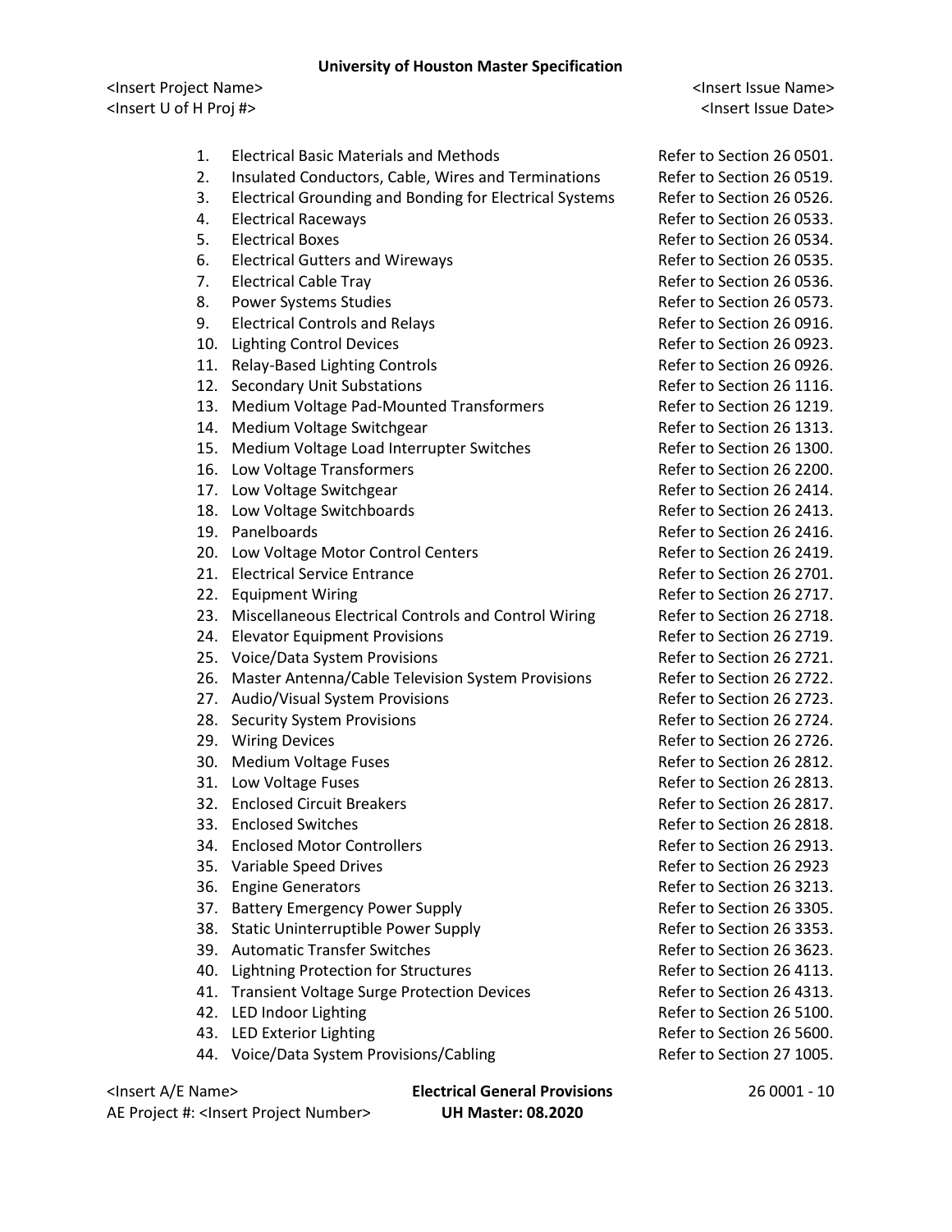1. Electrical Basic Materials and Methods Refer to Section 26 0501.
2. Insulated Conductors, Cable, Wires and Terminations Refer to Section 26 0519.
3. Electrical Grounding and Bonding for Electrical Systems Refer to Section 26 0526.
4. Electrical Raceways Refer to Section 26 0533.
5. Electrical Boxes Refer to Section 26 0534.
6. Electrical Gutters and Wireways Refer to Section 26 0535.
7. Electrical Cable Tray Refer to Section 26 0536.
8. Power Systems Studies Refer to Section 26 0573.
9. Electrical Controls and Relays Refer to Section 26 0916.
10. Lighting Control Devices Refer to Section 26 0923.
11. Relay-Based Lighting Controls Refer to Section 26 0926.
12. Secondary Unit Substations Refer to Section 26 1116.
13. Medium Voltage Pad-Mounted Transformers Refer to Section 26 1219.
14. Medium Voltage Switchgear Refer to Section 26 1313.
15. Medium Voltage Load Interrupter Switches Refer to Section 26 1300.
16. Low Voltage Transformers Refer to Section 26 2200.
17. Low Voltage Switchgear Refer to Section 26 2414.
18. Low Voltage Switchboards Refer to Section 26 2413.
19. Panelboards Refer to Section 26 2416.
20. Low Voltage Motor Control Centers Refer to Section 26 2419.
21. Electrical Service Entrance Refer to Section 26 2701.
22. Equipment Wiring Refer to Section 26 2717.
23. Miscellaneous Electrical Controls and Control Wiring Refer to Section 26 2718.
24. Elevator Equipment Provisions Refer to Section 26 2719.
25. Voice/Data System Provisions Refer to Section 26 2721.
26. Master Antenna/Cable Television System Provisions Refer to Section 26 2722.
27. Audio/Visual System Provisions Refer to Section 26 2723.
28. Security System Provisions Refer to Section 26 2724.
29. Wiring Devices Refer to Section 26 2726.
30. Medium Voltage Fuses Refer to Section 26 2812.
31. Low Voltage Fuses Refer to Section 26 2813.
32. Enclosed Circuit Breakers Refer to Section 26 2817.
33. Enclosed Switches Refer to Section 26 2818.
34. Enclosed Motor Controllers Refer to Section 26 2913.
35. Variable Speed Drives Refer to Section 26 2923
36. Engine Generators Refer to Section 26 3213.
37. Battery Emergency Power Supply Refer to Section 26 3305.
38. Static Uninterruptible Power Supply Refer to Section 26 3353.
39. Automatic Transfer Switches Refer to Section 26 3623.
40. Lightning Protection for Structures Refer to Section 26 4113.
41. Transient Voltage Surge Protection Devices Refer to Section 26 4313.
42. LED Indoor Lighting Refer to Section 26 5100.
43. LED Exterior Lighting Refer to Section 26 5600.
44. Voice/Data System Provisions/Cabling Refer to Section 27 1005.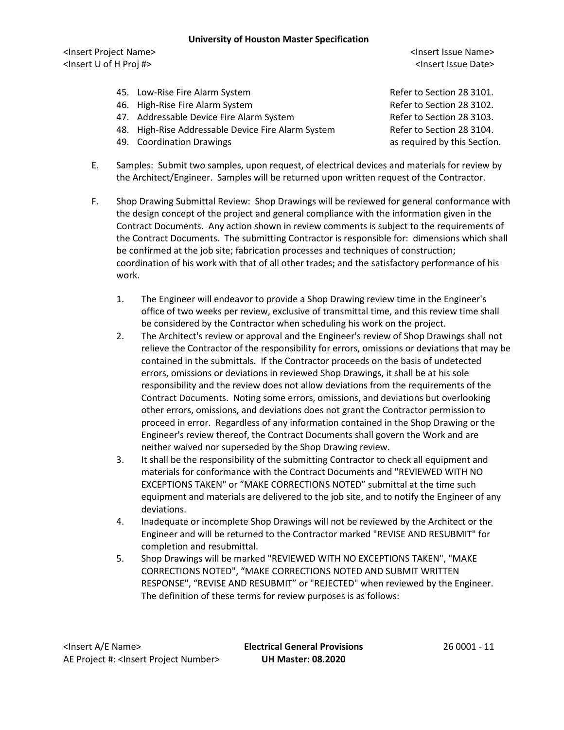45. Low-Rise Fire Alarm System — Refer to Section 28 3101.
46. High-Rise Fire Alarm System — Refer to Section 28 3102.
47. Addressable Device Fire Alarm System — Refer to Section 28 3103.
48. High-Rise Addressable Device Fire Alarm System — Refer to Section 28 3104.
49. Coordination Drawings — as required by this Section.

E. Samples: Submit two samples, upon request, of electrical devices and materials for review by the Architect/Engineer. Samples will be returned upon written request of the Contractor.

F. Shop Drawing Submittal Review: Shop Drawings will be reviewed for general conformance with the design concept of the project and general compliance with the information given in the Contract Documents. Any action shown in review comments is subject to the requirements of the Contract Documents. The submitting Contractor is responsible for: dimensions which shall be confirmed at the job site; fabrication processes and techniques of construction; coordination of his work with that of all other trades; and the satisfactory performance of his work.

1. The Engineer will endeavor to provide a Shop Drawing review time in the Engineer's office of two weeks per review, exclusive of transmittal time, and this review time shall be considered by the Contractor when scheduling his work on the project.
2. The Architect's review or approval and the Engineer's review of Shop Drawings shall not relieve the Contractor of the responsibility for errors, omissions or deviations that may be contained in the submittals. If the Contractor proceeds on the basis of undetected errors, omissions or deviations in reviewed Shop Drawings, it shall be at his sole responsibility and the review does not allow deviations from the requirements of the Contract Documents. Noting some errors, omissions, and deviations but overlooking other errors, omissions, and deviations does not grant the Contractor permission to proceed in error. Regardless of any information contained in the Shop Drawing or the Engineer's review thereof, the Contract Documents shall govern the Work and are neither waived nor superseded by the Shop Drawing review.
3. It shall be the responsibility of the submitting Contractor to check all equipment and materials for conformance with the Contract Documents and "REVIEWED WITH NO EXCEPTIONS TAKEN" or "MAKE CORRECTIONS NOTED" submittal at the time such equipment and materials are delivered to the job site, and to notify the Engineer of any deviations.
4. Inadequate or incomplete Shop Drawings will not be reviewed by the Architect or the Engineer and will be returned to the Contractor marked "REVISE AND RESUBMIT" for completion and resubmittal.
5. Shop Drawings will be marked "REVIEWED WITH NO EXCEPTIONS TAKEN", "MAKE CORRECTIONS NOTED", "MAKE CORRECTIONS NOTED AND SUBMIT WRITTEN RESPONSE", "REVISE AND RESUBMIT" or "REJECTED" when reviewed by the Engineer. The definition of these terms for review purposes is as follows: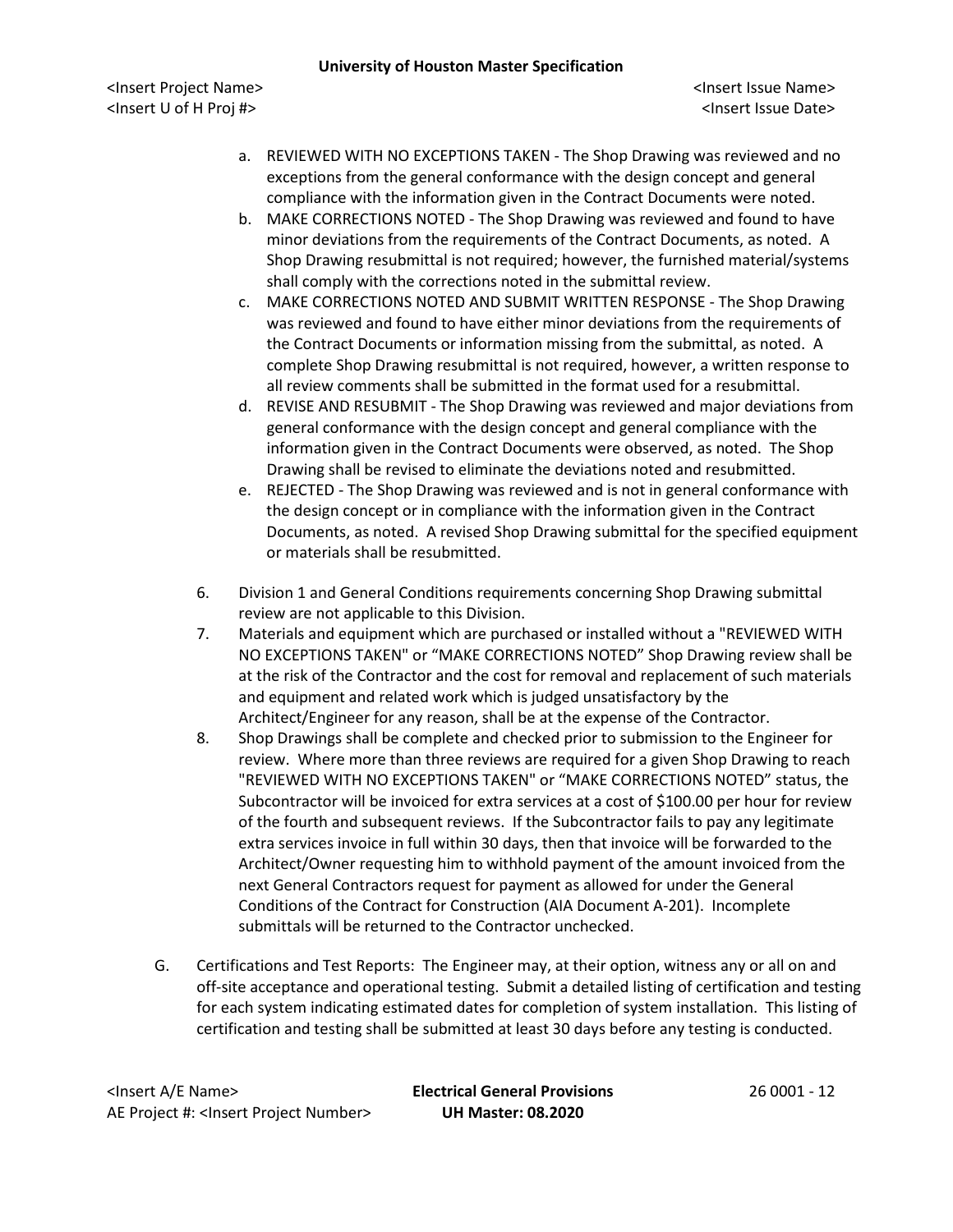a. REVIEWED WITH NO EXCEPTIONS TAKEN - The Shop Drawing was reviewed and no exceptions from the general conformance with the design concept and general compliance with the information given in the Contract Documents were noted.
b. MAKE CORRECTIONS NOTED - The Shop Drawing was reviewed and found to have minor deviations from the requirements of the Contract Documents, as noted. A Shop Drawing resubmittal is not required; however, the furnished material/systems shall comply with the corrections noted in the submittal review.
c. MAKE CORRECTIONS NOTED AND SUBMIT WRITTEN RESPONSE - The Shop Drawing was reviewed and found to have either minor deviations from the requirements of the Contract Documents or information missing from the submittal, as noted. A complete Shop Drawing resubmittal is not required, however, a written response to all review comments shall be submitted in the format used for a resubmittal.
d. REVISE AND RESUBMIT - The Shop Drawing was reviewed and major deviations from general conformance with the design concept and general compliance with the information given in the Contract Documents were observed, as noted. The Shop Drawing shall be revised to eliminate the deviations noted and resubmitted.
e. REJECTED - The Shop Drawing was reviewed and is not in general conformance with the design concept or in compliance with the information given in the Contract Documents, as noted. A revised Shop Drawing submittal for the specified equipment or materials shall be resubmitted.

6. Division 1 and General Conditions requirements concerning Shop Drawing submittal review are not applicable to this Division.
7. Materials and equipment which are purchased or installed without a "REVIEWED WITH NO EXCEPTIONS TAKEN" or "MAKE CORRECTIONS NOTED" Shop Drawing review shall be at the risk of the Contractor and the cost for removal and replacement of such materials and equipment and related work which is judged unsatisfactory by the Architect/Engineer for any reason, shall be at the expense of the Contractor.
8. Shop Drawings shall be complete and checked prior to submission to the Engineer for review. Where more than three reviews are required for a given Shop Drawing to reach "REVIEWED WITH NO EXCEPTIONS TAKEN" or "MAKE CORRECTIONS NOTED" status, the Subcontractor will be invoiced for extra services at a cost of $100.00 per hour for review of the fourth and subsequent reviews. If the Subcontractor fails to pay any legitimate extra services invoice in full within 30 days, then that invoice will be forwarded to the Architect/Owner requesting him to withhold payment of the amount invoiced from the next General Contractors request for payment as allowed for under the General Conditions of the Contract for Construction (AIA Document A-201). Incomplete submittals will be returned to the Contractor unchecked.

G. Certifications and Test Reports: The Engineer may, at their option, witness any or all on and off-site acceptance and operational testing. Submit a detailed listing of certification and testing for each system indicating estimated dates for completion of system installation. This listing of certification and testing shall be submitted at least 30 days before any testing is conducted.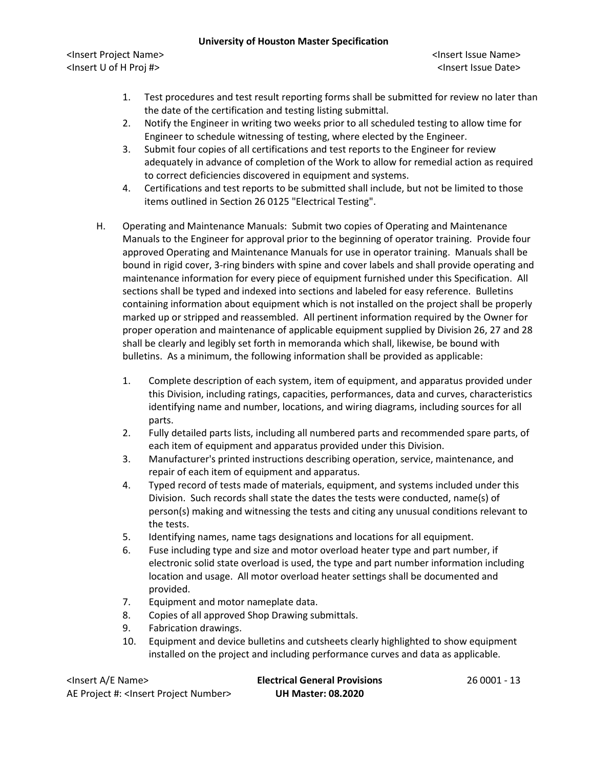1. Test procedures and test result reporting forms shall be submitted for review no later than the date of the certification and testing listing submittal.
2. Notify the Engineer in writing two weeks prior to all scheduled testing to allow time for Engineer to schedule witnessing of testing, where elected by the Engineer.
3. Submit four copies of all certifications and test reports to the Engineer for review adequately in advance of completion of the Work to allow for remedial action as required to correct deficiencies discovered in equipment and systems.
4. Certifications and test reports to be submitted shall include, but not be limited to those items outlined in Section 26 0125 "Electrical Testing".

H. Operating and Maintenance Manuals: Submit two copies of Operating and Maintenance Manuals to the Engineer for approval prior to the beginning of operator training. Provide four approved Operating and Maintenance Manuals for use in operator training. Manuals shall be bound in rigid cover, 3-ring binders with spine and cover labels and shall provide operating and maintenance information for every piece of equipment furnished under this Specification. All sections shall be typed and indexed into sections and labeled for easy reference. Bulletins containing information about equipment which is not installed on the project shall be properly marked up or stripped and reassembled. All pertinent information required by the Owner for proper operation and maintenance of applicable equipment supplied by Division 26, 27 and 28 shall be clearly and legibly set forth in memoranda which shall, likewise, be bound with bulletins. As a minimum, the following information shall be provided as applicable:

1. Complete description of each system, item of equipment, and apparatus provided under this Division, including ratings, capacities, performances, data and curves, characteristics identifying name and number, locations, and wiring diagrams, including sources for all parts.
2. Fully detailed parts lists, including all numbered parts and recommended spare parts, of each item of equipment and apparatus provided under this Division.
3. Manufacturer's printed instructions describing operation, service, maintenance, and repair of each item of equipment and apparatus.
4. Typed record of tests made of materials, equipment, and systems included under this Division. Such records shall state the dates the tests were conducted, name(s) of person(s) making and witnessing the tests and citing any unusual conditions relevant to the tests.
5. Identifying names, name tags designations and locations for all equipment.
6. Fuse including type and size and motor overload heater type and part number, if electronic solid state overload is used, the type and part number information including location and usage. All motor overload heater settings shall be documented and provided.
7. Equipment and motor nameplate data.
8. Copies of all approved Shop Drawing submittals.
9. Fabrication drawings.
10. Equipment and device bulletins and cutsheets clearly highlighted to show equipment installed on the project and including performance curves and data as applicable.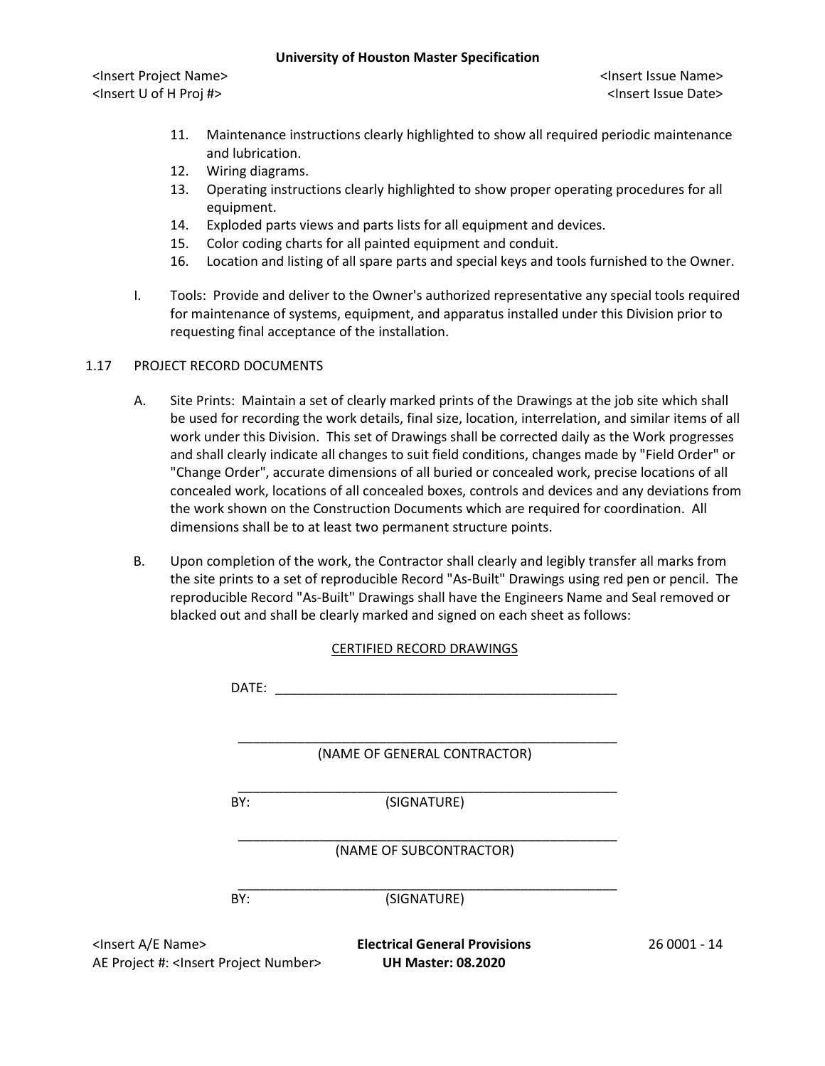11. Maintenance instructions clearly highlighted to show all required periodic maintenance and lubrication.
12. Wiring diagrams.
13. Operating instructions clearly highlighted to show proper operating procedures for all equipment.
14. Exploded parts views and parts lists for all equipment and devices.
15. Color coding charts for all painted equipment and conduit.
16. Location and listing of all spare parts and special keys and tools furnished to the Owner.

I. Tools: Provide and deliver to the Owner's authorized representative any special tools required for maintenance of systems, equipment, and apparatus installed under this Division prior to requesting final acceptance of the installation.

## 1.17 PROJECT RECORD DOCUMENTS

A. Site Prints: Maintain a set of clearly marked prints of the Drawings at the job site which shall be used for recording the work details, final size, location, interrelation, and similar items of all work under this Division. This set of Drawings shall be corrected daily as the Work progresses and shall clearly indicate all changes to suit field conditions, changes made by "Field Order" or "Change Order", accurate dimensions of all buried or concealed work, precise locations of all concealed work, locations of all concealed boxes, controls and devices and any deviations from the work shown on the Construction Documents which are required for coordination. All dimensions shall be to at least two permanent structure points.

B. Upon completion of the work, the Contractor shall clearly and legibly transfer all marks from the site prints to a set of reproducible Record "As-Built" Drawings using red pen or pencil. The reproducible Record "As-Built" Drawings shall have the Engineers Name and Seal removed or blacked out and shall be clearly marked and signed on each sheet as follows:

<u>CERTIFIED RECORD DRAWINGS</u>

DATE: ______________________________________________

______________________________________________
(NAME OF GENERAL CONTRACTOR)

______________________________________________
BY: (SIGNATURE)

______________________________________________
(NAME OF SUBCONTRACTOR)

______________________________________________
BY: (SIGNATURE)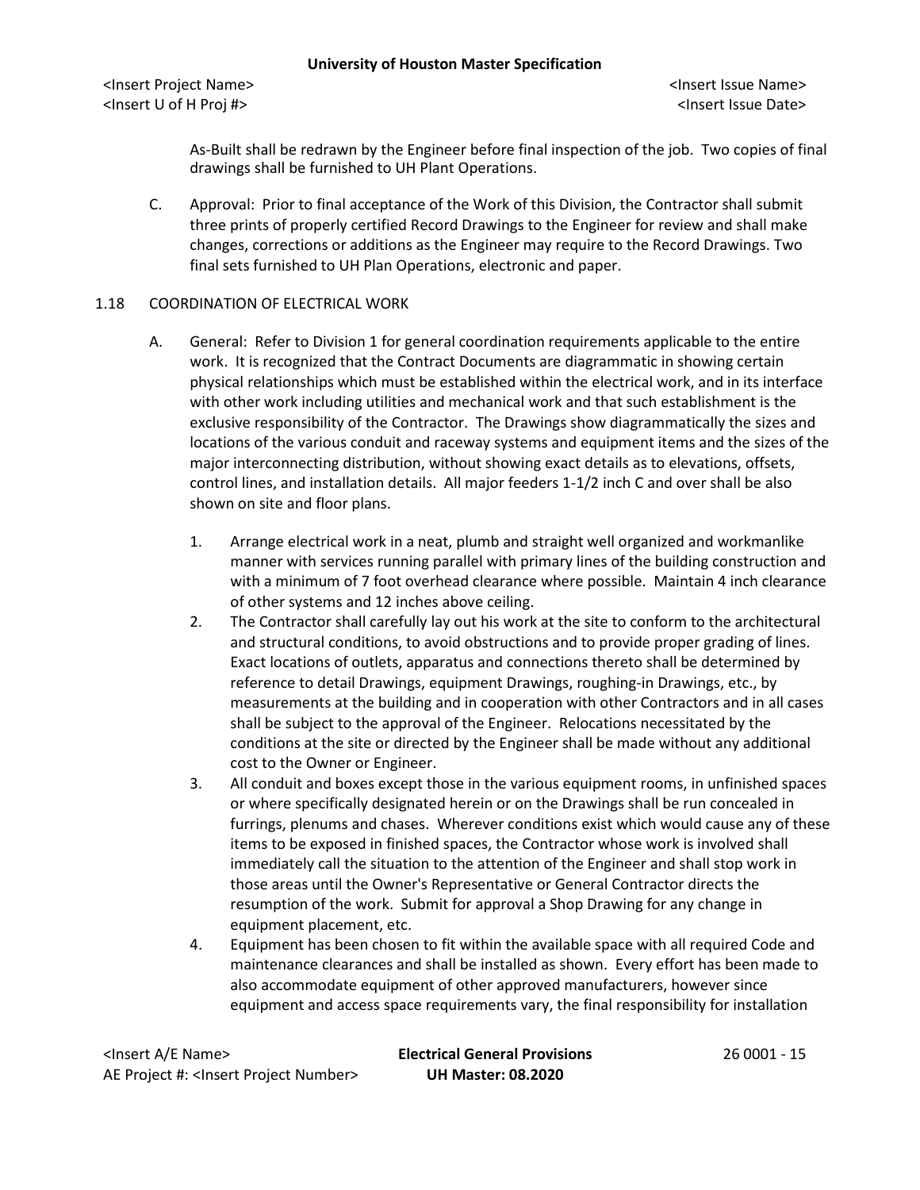As-Built shall be redrawn by the Engineer before final inspection of the job. Two copies of final drawings shall be furnished to UH Plant Operations.

C. Approval: Prior to final acceptance of the Work of this Division, the Contractor shall submit three prints of properly certified Record Drawings to the Engineer for review and shall make changes, corrections or additions as the Engineer may require to the Record Drawings. Two final sets furnished to UH Plan Operations, electronic and paper.

## 1.18 COORDINATION OF ELECTRICAL WORK

A. General: Refer to Division 1 for general coordination requirements applicable to the entire work. It is recognized that the Contract Documents are diagrammatic in showing certain physical relationships which must be established within the electrical work, and in its interface with other work including utilities and mechanical work and that such establishment is the exclusive responsibility of the Contractor. The Drawings show diagrammatically the sizes and locations of the various conduit and raceway systems and equipment items and the sizes of the major interconnecting distribution, without showing exact details as to elevations, offsets, control lines, and installation details. All major feeders 1-1/2 inch C and over shall be also shown on site and floor plans.

1. Arrange electrical work in a neat, plumb and straight well organized and workmanlike manner with services running parallel with primary lines of the building construction and with a minimum of 7 foot overhead clearance where possible. Maintain 4 inch clearance of other systems and 12 inches above ceiling.
2. The Contractor shall carefully lay out his work at the site to conform to the architectural and structural conditions, to avoid obstructions and to provide proper grading of lines. Exact locations of outlets, apparatus and connections thereto shall be determined by reference to detail Drawings, equipment Drawings, roughing-in Drawings, etc., by measurements at the building and in cooperation with other Contractors and in all cases shall be subject to the approval of the Engineer. Relocations necessitated by the conditions at the site or directed by the Engineer shall be made without any additional cost to the Owner or Engineer.
3. All conduit and boxes except those in the various equipment rooms, in unfinished spaces or where specifically designated herein or on the Drawings shall be run concealed in furrings, plenums and chases. Wherever conditions exist which would cause any of these items to be exposed in finished spaces, the Contractor whose work is involved shall immediately call the situation to the attention of the Engineer and shall stop work in those areas until the Owner's Representative or General Contractor directs the resumption of the work. Submit for approval a Shop Drawing for any change in equipment placement, etc.
4. Equipment has been chosen to fit within the available space with all required Code and maintenance clearances and shall be installed as shown. Every effort has been made to also accommodate equipment of other approved manufacturers, however since equipment and access space requirements vary, the final responsibility for installation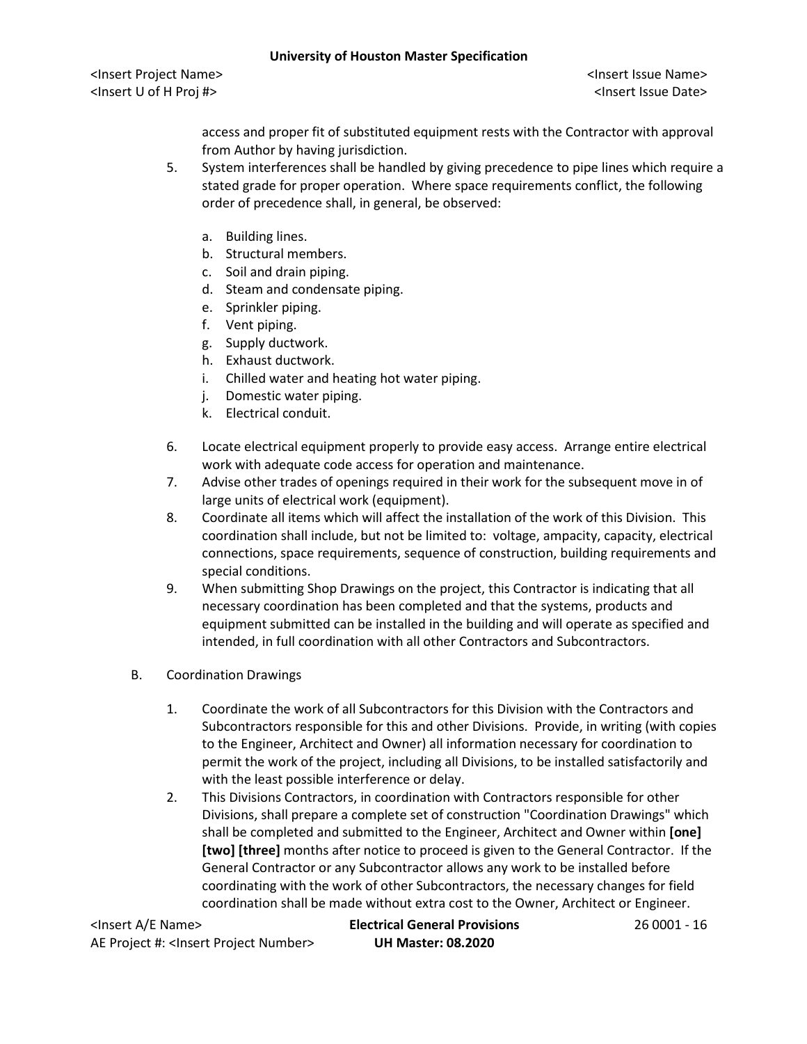access and proper fit of substituted equipment rests with the Contractor with approval from Author by having jurisdiction.

5. System interferences shall be handled by giving precedence to pipe lines which require a stated grade for proper operation. Where space requirements conflict, the following order of precedence shall, in general, be observed:

   a. Building lines.
   b. Structural members.
   c. Soil and drain piping.
   d. Steam and condensate piping.
   e. Sprinkler piping.
   f. Vent piping.
   g. Supply ductwork.
   h. Exhaust ductwork.
   i. Chilled water and heating hot water piping.
   j. Domestic water piping.
   k. Electrical conduit.

6. Locate electrical equipment properly to provide easy access. Arrange entire electrical work with adequate code access for operation and maintenance.
7. Advise other trades of openings required in their work for the subsequent move in of large units of electrical work (equipment).
8. Coordinate all items which will affect the installation of the work of this Division. This coordination shall include, but not be limited to: voltage, ampacity, capacity, electrical connections, space requirements, sequence of construction, building requirements and special conditions.
9. When submitting Shop Drawings on the project, this Contractor is indicating that all necessary coordination has been completed and that the systems, products and equipment submitted can be installed in the building and will operate as specified and intended, in full coordination with all other Contractors and Subcontractors.

B. Coordination Drawings

1. Coordinate the work of all Subcontractors for this Division with the Contractors and Subcontractors responsible for this and other Divisions. Provide, in writing (with copies to the Engineer, Architect and Owner) all information necessary for coordination to permit the work of the project, including all Divisions, to be installed satisfactorily and with the least possible interference or delay.
2. This Divisions Contractors, in coordination with Contractors responsible for other Divisions, shall prepare a complete set of construction "Coordination Drawings" which shall be completed and submitted to the Engineer, Architect and Owner within **[one] [two] [three]** months after notice to proceed is given to the General Contractor. If the General Contractor or any Subcontractor allows any work to be installed before coordinating with the work of other Subcontractors, the necessary changes for field coordination shall be made without extra cost to the Owner, Architect or Engineer.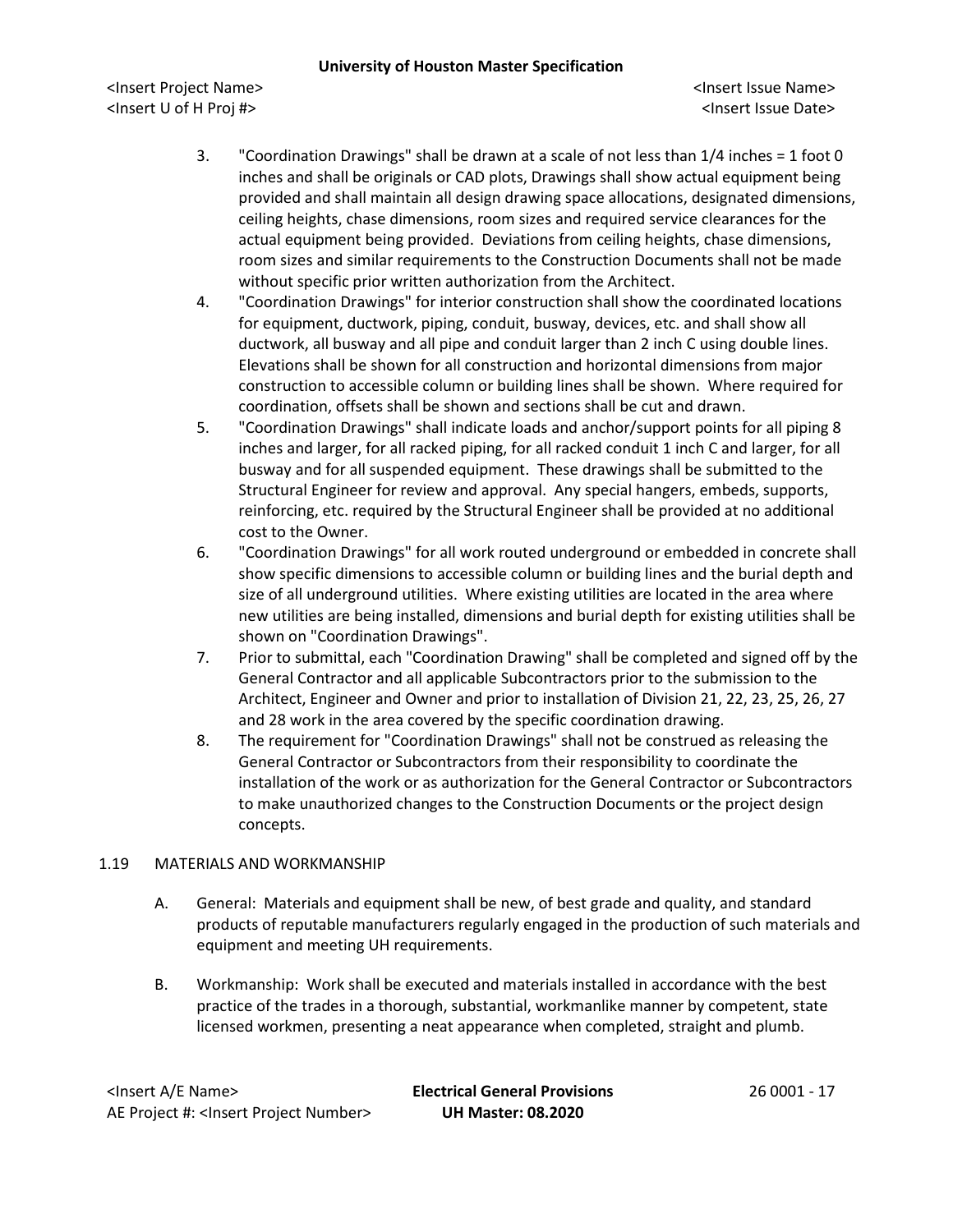3. "Coordination Drawings" shall be drawn at a scale of not less than 1/4 inches = 1 foot 0 inches and shall be originals or CAD plots, Drawings shall show actual equipment being provided and shall maintain all design drawing space allocations, designated dimensions, ceiling heights, chase dimensions, room sizes and required service clearances for the actual equipment being provided. Deviations from ceiling heights, chase dimensions, room sizes and similar requirements to the Construction Documents shall not be made without specific prior written authorization from the Architect.
4. "Coordination Drawings" for interior construction shall show the coordinated locations for equipment, ductwork, piping, conduit, busway, devices, etc. and shall show all ductwork, all busway and all pipe and conduit larger than 2 inch C using double lines. Elevations shall be shown for all construction and horizontal dimensions from major construction to accessible column or building lines shall be shown. Where required for coordination, offsets shall be shown and sections shall be cut and drawn.
5. "Coordination Drawings" shall indicate loads and anchor/support points for all piping 8 inches and larger, for all racked piping, for all racked conduit 1 inch C and larger, for all busway and for all suspended equipment. These drawings shall be submitted to the Structural Engineer for review and approval. Any special hangers, embeds, supports, reinforcing, etc. required by the Structural Engineer shall be provided at no additional cost to the Owner.
6. "Coordination Drawings" for all work routed underground or embedded in concrete shall show specific dimensions to accessible column or building lines and the burial depth and size of all underground utilities. Where existing utilities are located in the area where new utilities are being installed, dimensions and burial depth for existing utilities shall be shown on "Coordination Drawings".
7. Prior to submittal, each "Coordination Drawing" shall be completed and signed off by the General Contractor and all applicable Subcontractors prior to the submission to the Architect, Engineer and Owner and prior to installation of Division 21, 22, 23, 25, 26, 27 and 28 work in the area covered by the specific coordination drawing.
8. The requirement for "Coordination Drawings" shall not be construed as releasing the General Contractor or Subcontractors from their responsibility to coordinate the installation of the work or as authorization for the General Contractor or Subcontractors to make unauthorized changes to the Construction Documents or the project design concepts.

## 1.19 MATERIALS AND WORKMANSHIP

A. General: Materials and equipment shall be new, of best grade and quality, and standard products of reputable manufacturers regularly engaged in the production of such materials and equipment and meeting UH requirements.

B. Workmanship: Work shall be executed and materials installed in accordance with the best practice of the trades in a thorough, substantial, workmanlike manner by competent, state licensed workmen, presenting a neat appearance when completed, straight and plumb.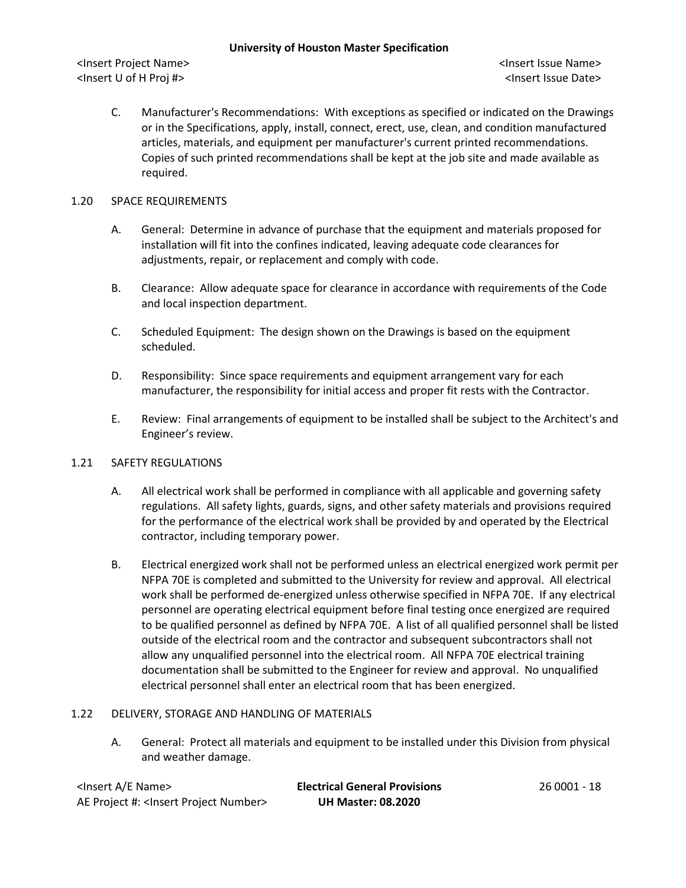C. Manufacturer's Recommendations: With exceptions as specified or indicated on the Drawings or in the Specifications, apply, install, connect, erect, use, clean, and condition manufactured articles, materials, and equipment per manufacturer's current printed recommendations. Copies of such printed recommendations shall be kept at the job site and made available as required.

## 1.20 SPACE REQUIREMENTS

A. General: Determine in advance of purchase that the equipment and materials proposed for installation will fit into the confines indicated, leaving adequate code clearances for adjustments, repair, or replacement and comply with code.

B. Clearance: Allow adequate space for clearance in accordance with requirements of the Code and local inspection department.

C. Scheduled Equipment: The design shown on the Drawings is based on the equipment scheduled.

D. Responsibility: Since space requirements and equipment arrangement vary for each manufacturer, the responsibility for initial access and proper fit rests with the Contractor.

E. Review: Final arrangements of equipment to be installed shall be subject to the Architect's and Engineer's review.

## 1.21 SAFETY REGULATIONS

A. All electrical work shall be performed in compliance with all applicable and governing safety regulations. All safety lights, guards, signs, and other safety materials and provisions required for the performance of the electrical work shall be provided by and operated by the Electrical contractor, including temporary power.

B. Electrical energized work shall not be performed unless an electrical energized work permit per NFPA 70E is completed and submitted to the University for review and approval. All electrical work shall be performed de-energized unless otherwise specified in NFPA 70E. If any electrical personnel are operating electrical equipment before final testing once energized are required to be qualified personnel as defined by NFPA 70E. A list of all qualified personnel shall be listed outside of the electrical room and the contractor and subsequent subcontractors shall not allow any unqualified personnel into the electrical room. All NFPA 70E electrical training documentation shall be submitted to the Engineer for review and approval. No unqualified electrical personnel shall enter an electrical room that has been energized.

## 1.22 DELIVERY, STORAGE AND HANDLING OF MATERIALS

A. General: Protect all materials and equipment to be installed under this Division from physical and weather damage.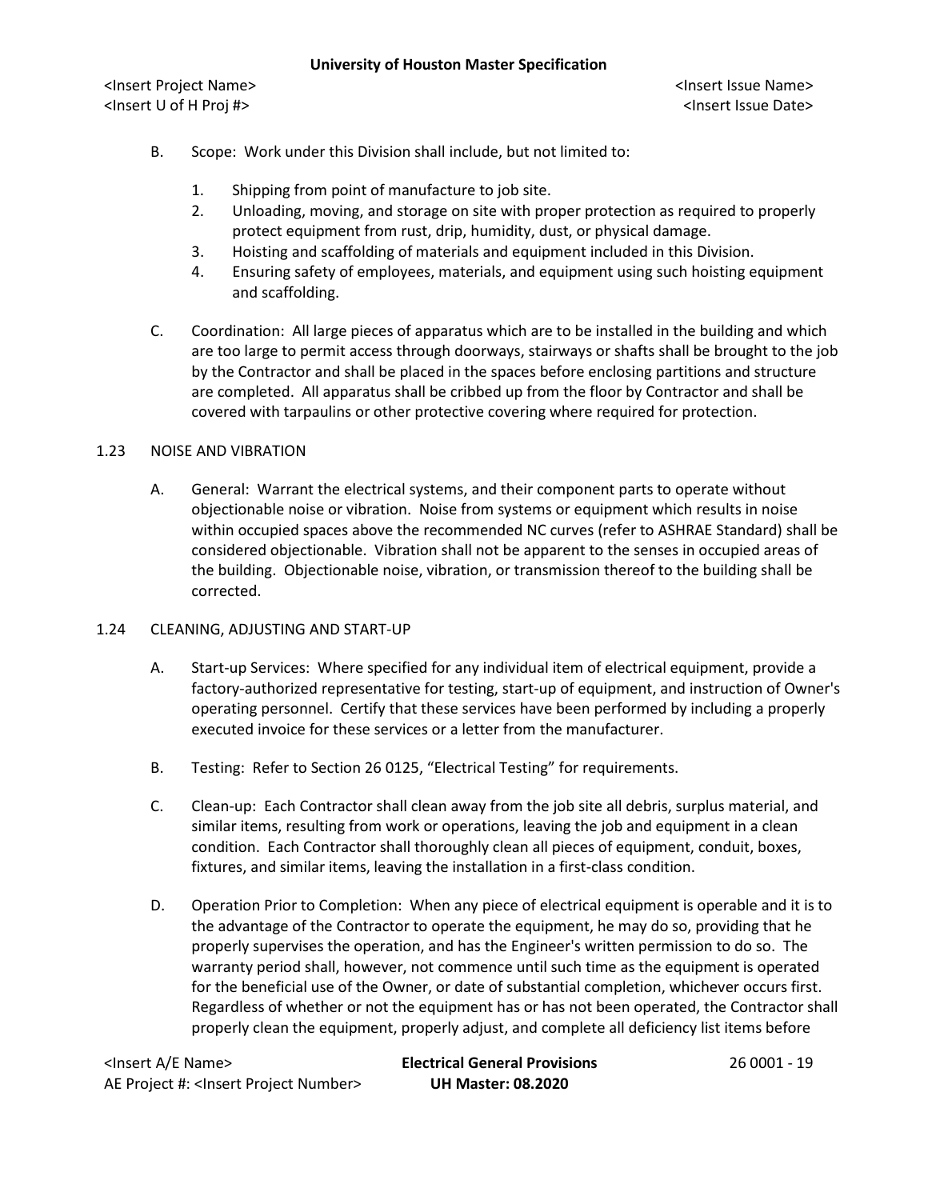B. Scope: Work under this Division shall include, but not limited to:

1. Shipping from point of manufacture to job site.
2. Unloading, moving, and storage on site with proper protection as required to properly protect equipment from rust, drip, humidity, dust, or physical damage.
3. Hoisting and scaffolding of materials and equipment included in this Division.
4. Ensuring safety of employees, materials, and equipment using such hoisting equipment and scaffolding.

C. Coordination: All large pieces of apparatus which are to be installed in the building and which are too large to permit access through doorways, stairways or shafts shall be brought to the job by the Contractor and shall be placed in the spaces before enclosing partitions and structure are completed. All apparatus shall be cribbed up from the floor by Contractor and shall be covered with tarpaulins or other protective covering where required for protection.

## 1.23 NOISE AND VIBRATION

A. General: Warrant the electrical systems, and their component parts to operate without objectionable noise or vibration. Noise from systems or equipment which results in noise within occupied spaces above the recommended NC curves (refer to ASHRAE Standard) shall be considered objectionable. Vibration shall not be apparent to the senses in occupied areas of the building. Objectionable noise, vibration, or transmission thereof to the building shall be corrected.

## 1.24 CLEANING, ADJUSTING AND START-UP

A. Start-up Services: Where specified for any individual item of electrical equipment, provide a factory-authorized representative for testing, start-up of equipment, and instruction of Owner's operating personnel. Certify that these services have been performed by including a properly executed invoice for these services or a letter from the manufacturer.

B. Testing: Refer to Section 26 0125, “Electrical Testing” for requirements.

C. Clean-up: Each Contractor shall clean away from the job site all debris, surplus material, and similar items, resulting from work or operations, leaving the job and equipment in a clean condition. Each Contractor shall thoroughly clean all pieces of equipment, conduit, boxes, fixtures, and similar items, leaving the installation in a first-class condition.

D. Operation Prior to Completion: When any piece of electrical equipment is operable and it is to the advantage of the Contractor to operate the equipment, he may do so, providing that he properly supervises the operation, and has the Engineer's written permission to do so. The warranty period shall, however, not commence until such time as the equipment is operated for the beneficial use of the Owner, or date of substantial completion, whichever occurs first. Regardless of whether or not the equipment has or has not been operated, the Contractor shall properly clean the equipment, properly adjust, and complete all deficiency list items before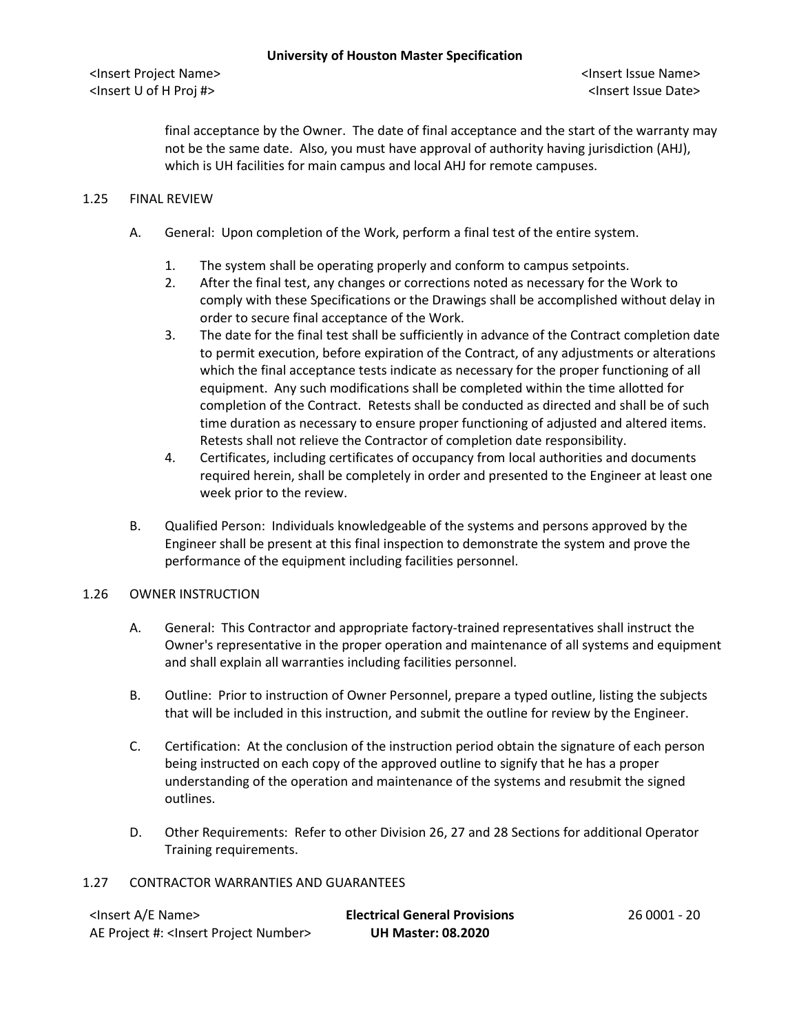final acceptance by the Owner. The date of final acceptance and the start of the warranty may not be the same date. Also, you must have approval of authority having jurisdiction (AHJ), which is UH facilities for main campus and local AHJ for remote campuses.

## 1.25 FINAL REVIEW

A. General: Upon completion of the Work, perform a final test of the entire system.

1. The system shall be operating properly and conform to campus setpoints.
2. After the final test, any changes or corrections noted as necessary for the Work to comply with these Specifications or the Drawings shall be accomplished without delay in order to secure final acceptance of the Work.
3. The date for the final test shall be sufficiently in advance of the Contract completion date to permit execution, before expiration of the Contract, of any adjustments or alterations which the final acceptance tests indicate as necessary for the proper functioning of all equipment. Any such modifications shall be completed within the time allotted for completion of the Contract. Retests shall be conducted as directed and shall be of such time duration as necessary to ensure proper functioning of adjusted and altered items. Retests shall not relieve the Contractor of completion date responsibility.
4. Certificates, including certificates of occupancy from local authorities and documents required herein, shall be completely in order and presented to the Engineer at least one week prior to the review.

B. Qualified Person: Individuals knowledgeable of the systems and persons approved by the Engineer shall be present at this final inspection to demonstrate the system and prove the performance of the equipment including facilities personnel.

## 1.26 OWNER INSTRUCTION

A. General: This Contractor and appropriate factory-trained representatives shall instruct the Owner's representative in the proper operation and maintenance of all systems and equipment and shall explain all warranties including facilities personnel.

B. Outline: Prior to instruction of Owner Personnel, prepare a typed outline, listing the subjects that will be included in this instruction, and submit the outline for review by the Engineer.

C. Certification: At the conclusion of the instruction period obtain the signature of each person being instructed on each copy of the approved outline to signify that he has a proper understanding of the operation and maintenance of the systems and resubmit the signed outlines.

D. Other Requirements: Refer to other Division 26, 27 and 28 Sections for additional Operator Training requirements.

## 1.27 CONTRACTOR WARRANTIES AND GUARANTEES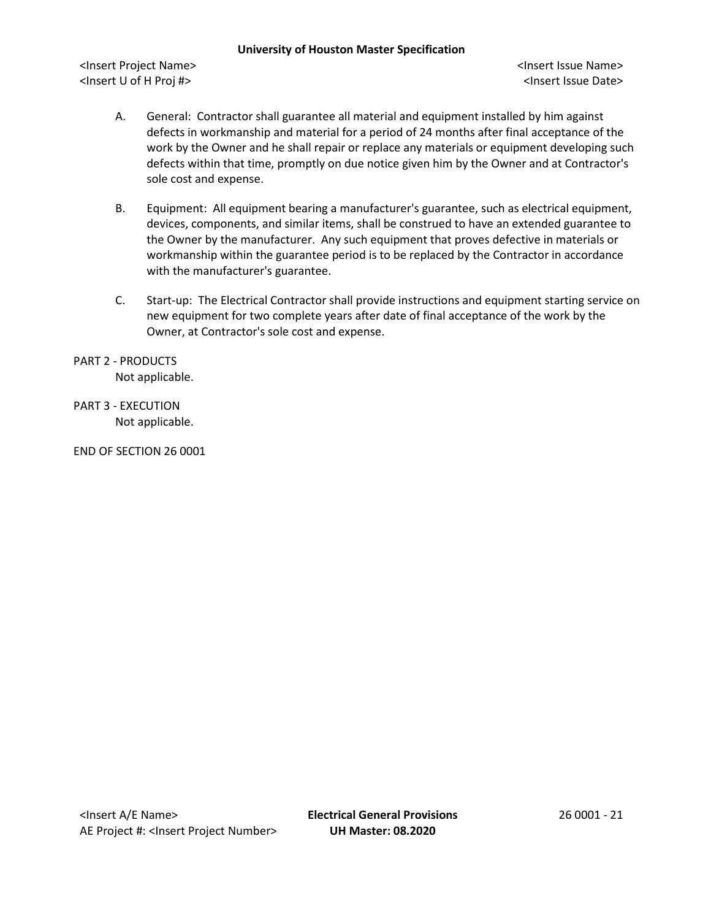A. General: Contractor shall guarantee all material and equipment installed by him against defects in workmanship and material for a period of 24 months after final acceptance of the work by the Owner and he shall repair or replace any materials or equipment developing such defects within that time, promptly on due notice given him by the Owner and at Contractor's sole cost and expense.

B. Equipment: All equipment bearing a manufacturer's guarantee, such as electrical equipment, devices, components, and similar items, shall be construed to have an extended guarantee to the Owner by the manufacturer. Any such equipment that proves defective in materials or workmanship within the guarantee period is to be replaced by the Contractor in accordance with the manufacturer's guarantee.

C. Start-up: The Electrical Contractor shall provide instructions and equipment starting service on new equipment for two complete years after date of final acceptance of the work by the Owner, at Contractor's sole cost and expense.

## PART 2 - PRODUCTS

Not applicable.

## PART 3 - EXECUTION

Not applicable.

END OF SECTION 26 0001